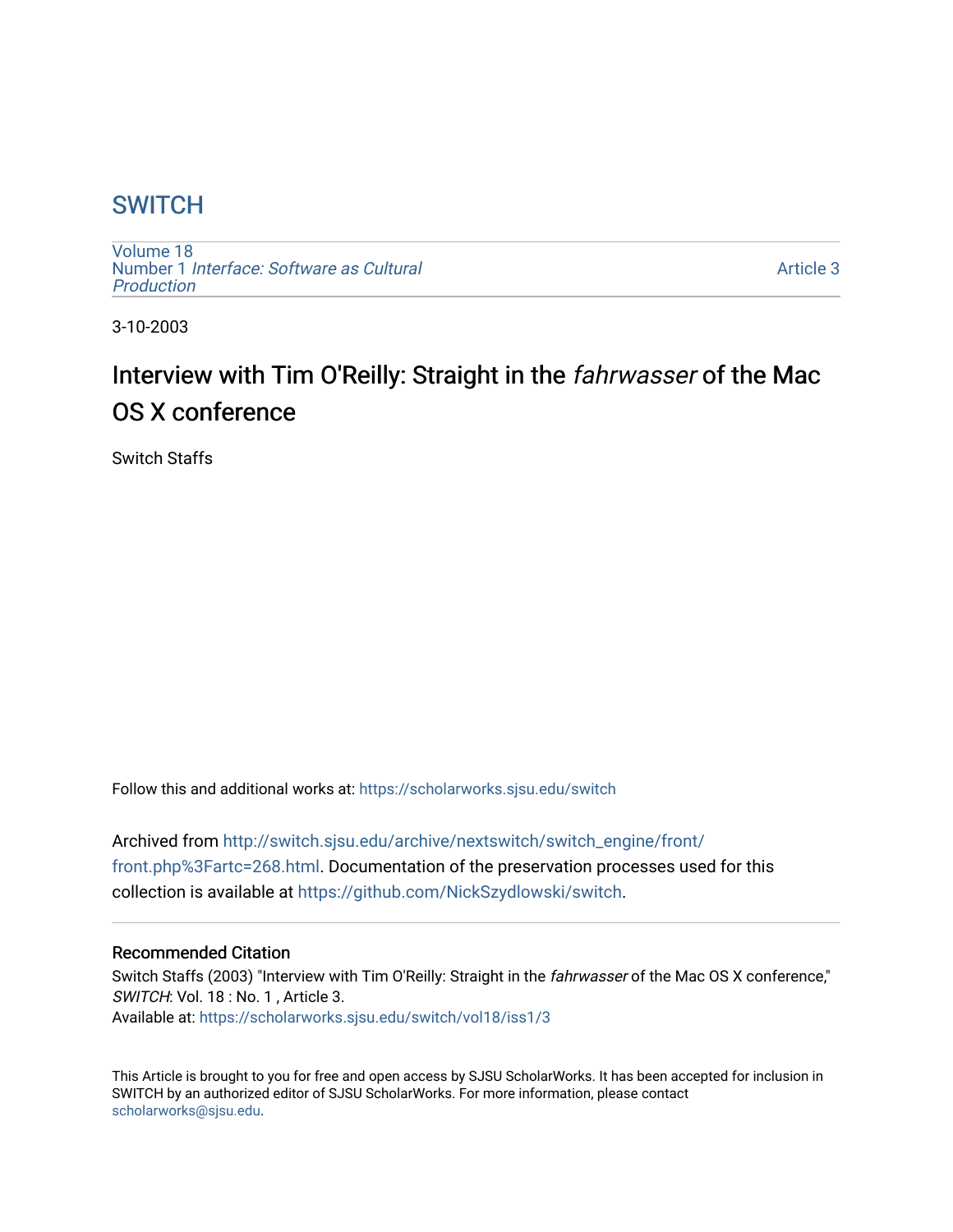# SWITCH

Volume 18
Number 1 *Interface: Software as Cultural Production*

Article 3

3-10-2003

## Interview with Tim O'Reilly: Straight in the *fahrwasser* of the Mac OS X conference

Switch Staffs

Follow this and additional works at: https://scholarworks.sjsu.edu/switch

Archived from http://switch.sjsu.edu/archive/nextswitch/switch_engine/front/front.php%3Fartc=268.html. Documentation of the preservation processes used for this collection is available at https://github.com/NickSzydlowski/switch.

### Recommended Citation

Switch Staffs (2003) "Interview with Tim O'Reilly: Straight in the *fahrwasser* of the Mac OS X conference," *SWITCH*: Vol. 18 : No. 1 , Article 3.
Available at: https://scholarworks.sjsu.edu/switch/vol18/iss1/3

This Article is brought to you for free and open access by SJSU ScholarWorks. It has been accepted for inclusion in SWITCH by an authorized editor of SJSU ScholarWorks. For more information, please contact scholarworks@sjsu.edu.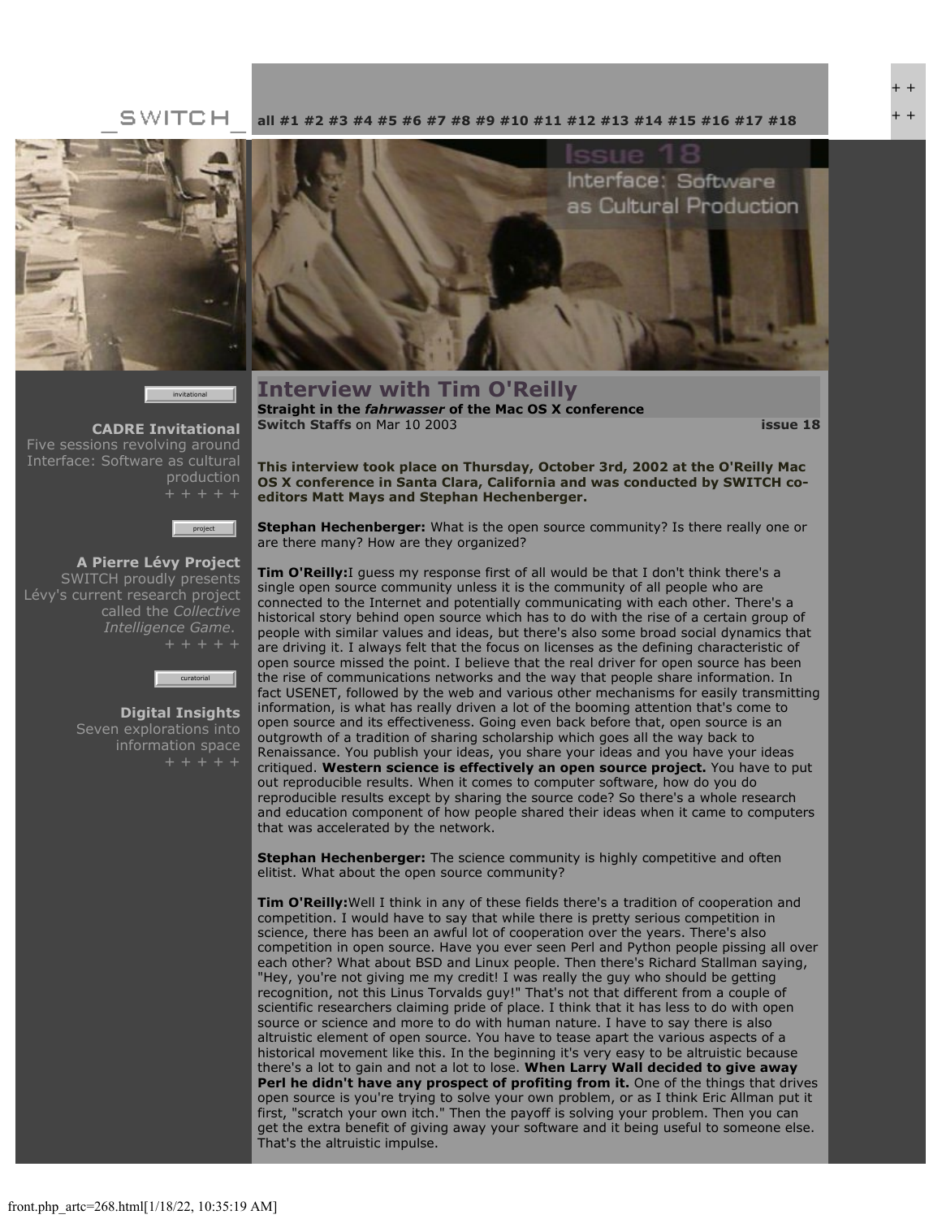_SWITCH_

all #1 #2 #3 #4 #5 #6 #7 #8 #9 #10 #11 #12 #13 #14 #15 #16 #17 #18

invitational

**CADRE Invitational**
Five sessions revolving around Interface: Software as cultural production
+ + + + +

project

**A Pierre Lévy Project**
SWITCH proudly presents Lévy's current research project called the *Collective Intelligence Game*.
+ + + + +

curatorial

**Digital Insights**
Seven explorations into information space
+ + + + +

# Interview with Tim O'Reilly

**Straight in the *fahrwasser* of the Mac OS X conference**

**Switch Staffs** on Mar 10 2003 **issue 18**

**This interview took place on Thursday, October 3rd, 2002 at the O'Reilly Mac OS X conference in Santa Clara, California and was conducted by SWITCH co-editors Matt Mays and Stephan Hechenberger.**

**Stephan Hechenberger:** What is the open source community? Is there really one or are there many? How are they organized?

**Tim O'Reilly:**I guess my response first of all would be that I don't think there's a single open source community unless it is the community of all people who are connected to the Internet and potentially communicating with each other. There's a historical story behind open source which has to do with the rise of a certain group of people with similar values and ideas, but there's also some broad social dynamics that are driving it. I always felt that the focus on licenses as the defining characteristic of open source missed the point. I believe that the real driver for open source has been the rise of communications networks and the way that people share information. In fact USENET, followed by the web and various other mechanisms for easily transmitting information, is what has really driven a lot of the booming attention that's come to open source and its effectiveness. Going even back before that, open source is an outgrowth of a tradition of sharing scholarship which goes all the way back to Renaissance. You publish your ideas, you share your ideas and you have your ideas critiqued. **Western science is effectively an open source project.** You have to put out reproducible results. When it comes to computer software, how do you do reproducible results except by sharing the source code? So there's a whole research and education component of how people shared their ideas when it came to computers that was accelerated by the network.

**Stephan Hechenberger:** The science community is highly competitive and often elitist. What about the open source community?

**Tim O'Reilly:**Well I think in any of these fields there's a tradition of cooperation and competition. I would have to say that while there is pretty serious competition in science, there has been an awful lot of cooperation over the years. There's also competition in open source. Have you ever seen Perl and Python people pissing all over each other? What about BSD and Linux people. Then there's Richard Stallman saying, "Hey, you're not giving me my credit! I was really the guy who should be getting recognition, not this Linus Torvalds guy!" That's not that different from a couple of scientific researchers claiming pride of place. I think that it has less to do with open source or science and more to do with human nature. I have to say there is also altruistic element of open source. You have to tease apart the various aspects of a historical movement like this. In the beginning it's very easy to be altruistic because there's a lot to gain and not a lot to lose. **When Larry Wall decided to give away Perl he didn't have any prospect of profiting from it.** One of the things that drives open source is you're trying to solve your own problem, or as I think Eric Allman put it first, "scratch your own itch." Then the payoff is solving your problem. Then you can get the extra benefit of giving away your software and it being useful to someone else. That's the altruistic impulse.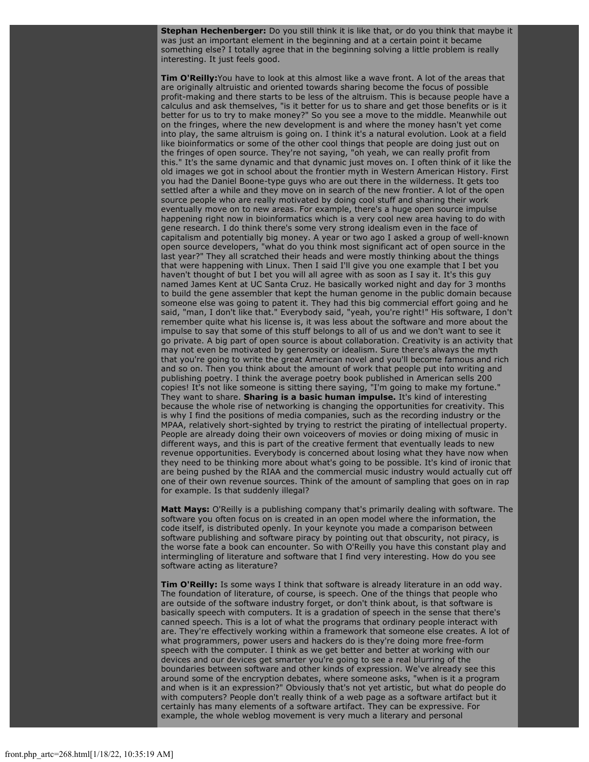**Stephan Hechenberger:** Do you still think it is like that, or do you think that maybe it was just an important element in the beginning and at a certain point it became something else? I totally agree that in the beginning solving a little problem is really interesting. It just feels good.

**Tim O'Reilly:**You have to look at this almost like a wave front. A lot of the areas that are originally altruistic and oriented towards sharing become the focus of possible profit-making and there starts to be less of the altruism. This is because people have a calculus and ask themselves, "is it better for us to share and get those benefits or is it better for us to try to make money?" So you see a move to the middle. Meanwhile out on the fringes, where the new development is and where the money hasn't yet come into play, the same altruism is going on. I think it's a natural evolution. Look at a field like bioinformatics or some of the other cool things that people are doing just out on the fringes of open source. They're not saying, "oh yeah, we can really profit from this." It's the same dynamic and that dynamic just moves on. I often think of it like the old images we got in school about the frontier myth in Western American History. First you had the Daniel Boone-type guys who are out there in the wilderness. It gets too settled after a while and they move on in search of the new frontier. A lot of the open source people who are really motivated by doing cool stuff and sharing their work eventually move on to new areas. For example, there's a huge open source impulse happening right now in bioinformatics which is a very cool new area having to do with gene research. I do think there's some very strong idealism even in the face of capitalism and potentially big money. A year or two ago I asked a group of well-known open source developers, "what do you think most significant act of open source in the last year?" They all scratched their heads and were mostly thinking about the things that were happening with Linux. Then I said I'll give you one example that I bet you haven't thought of but I bet you will all agree with as soon as I say it. It's this guy named James Kent at UC Santa Cruz. He basically worked night and day for 3 months to build the gene assembler that kept the human genome in the public domain because someone else was going to patent it. They had this big commercial effort going and he said, "man, I don't like that." Everybody said, "yeah, you're right!" His software, I don't remember quite what his license is, it was less about the software and more about the impulse to say that some of this stuff belongs to all of us and we don't want to see it go private. A big part of open source is about collaboration. Creativity is an activity that may not even be motivated by generosity or idealism. Sure there's always the myth that you're going to write the great American novel and you'll become famous and rich and so on. Then you think about the amount of work that people put into writing and publishing poetry. I think the average poetry book published in American sells 200 copies! It's not like someone is sitting there saying, "I'm going to make my fortune." They want to share. **Sharing is a basic human impulse.** It's kind of interesting because the whole rise of networking is changing the opportunities for creativity. This is why I find the positions of media companies, such as the recording industry or the MPAA, relatively short-sighted by trying to restrict the pirating of intellectual property. People are already doing their own voiceovers of movies or doing mixing of music in different ways, and this is part of the creative ferment that eventually leads to new revenue opportunities. Everybody is concerned about losing what they have now when they need to be thinking more about what's going to be possible. It's kind of ironic that are being pushed by the RIAA and the commercial music industry would actually cut off one of their own revenue sources. Think of the amount of sampling that goes on in rap for example. Is that suddenly illegal?

**Matt Mays:** O'Reilly is a publishing company that's primarily dealing with software. The software you often focus on is created in an open model where the information, the code itself, is distributed openly. In your keynote you made a comparison between software publishing and software piracy by pointing out that obscurity, not piracy, is the worse fate a book can encounter. So with O'Reilly you have this constant play and intermingling of literature and software that I find very interesting. How do you see software acting as literature?

**Tim O'Reilly:** Is some ways I think that software is already literature in an odd way. The foundation of literature, of course, is speech. One of the things that people who are outside of the software industry forget, or don't think about, is that software is basically speech with computers. It is a gradation of speech in the sense that there's canned speech. This is a lot of what the programs that ordinary people interact with are. They're effectively working within a framework that someone else creates. A lot of what programmers, power users and hackers do is they're doing more free-form speech with the computer. I think as we get better and better at working with our devices and our devices get smarter you're going to see a real blurring of the boundaries between software and other kinds of expression. We've already see this around some of the encryption debates, where someone asks, "when is it a program and when is it an expression?" Obviously that's not yet artistic, but what do people do with computers? People don't really think of a web page as a software artifact but it certainly has many elements of a software artifact. They can be expressive. For example, the whole weblog movement is very much a literary and personal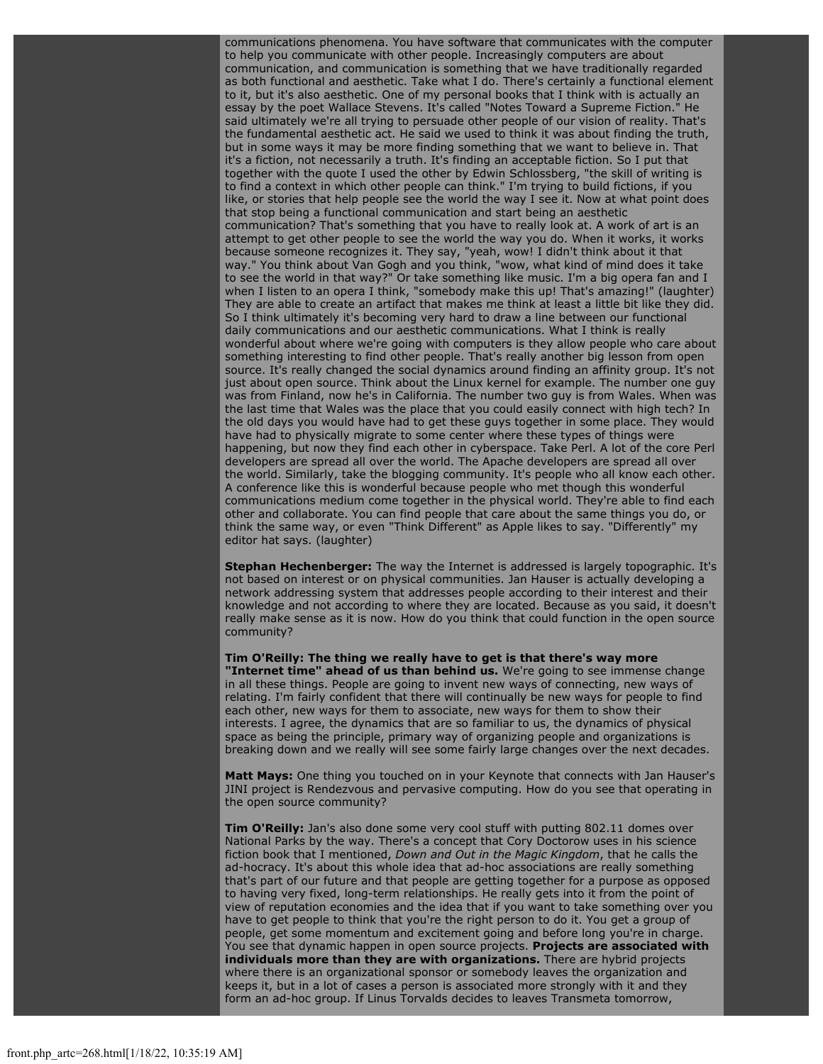communications phenomena. You have software that communicates with the computer to help you communicate with other people. Increasingly computers are about communication, and communication is something that we have traditionally regarded as both functional and aesthetic. Take what I do. There's certainly a functional element to it, but it's also aesthetic. One of my personal books that I think with is actually an essay by the poet Wallace Stevens. It's called "Notes Toward a Supreme Fiction." He said ultimately we're all trying to persuade other people of our vision of reality. That's the fundamental aesthetic act. He said we used to think it was about finding the truth, but in some ways it may be more finding something that we want to believe in. That it's a fiction, not necessarily a truth. It's finding an acceptable fiction. So I put that together with the quote I used the other by Edwin Schlossberg, "the skill of writing is to find a context in which other people can think." I'm trying to build fictions, if you like, or stories that help people see the world the way I see it. Now at what point does that stop being a functional communication and start being an aesthetic communication? That's something that you have to really look at. A work of art is an attempt to get other people to see the world the way you do. When it works, it works because someone recognizes it. They say, "yeah, wow! I didn't think about it that way." You think about Van Gogh and you think, "wow, what kind of mind does it take to see the world in that way?" Or take something like music. I'm a big opera fan and I when I listen to an opera I think, "somebody make this up! That's amazing!" (laughter) They are able to create an artifact that makes me think at least a little bit like they did. So I think ultimately it's becoming very hard to draw a line between our functional daily communications and our aesthetic communications. What I think is really wonderful about where we're going with computers is they allow people who care about something interesting to find other people. That's really another big lesson from open source. It's really changed the social dynamics around finding an affinity group. It's not just about open source. Think about the Linux kernel for example. The number one guy was from Finland, now he's in California. The number two guy is from Wales. When was the last time that Wales was the place that you could easily connect with high tech? In the old days you would have had to get these guys together in some place. They would have had to physically migrate to some center where these types of things were happening, but now they find each other in cyberspace. Take Perl. A lot of the core Perl developers are spread all over the world. The Apache developers are spread all over the world. Similarly, take the blogging community. It's people who all know each other. A conference like this is wonderful because people who met though this wonderful communications medium come together in the physical world. They're able to find each other and collaborate. You can find people that care about the same things you do, or think the same way, or even "Think Different" as Apple likes to say. "Differently" my editor hat says. (laughter)

**Stephan Hechenberger:** The way the Internet is addressed is largely topographic. It's not based on interest or on physical communities. Jan Hauser is actually developing a network addressing system that addresses people according to their interest and their knowledge and not according to where they are located. Because as you said, it doesn't really make sense as it is now. How do you think that could function in the open source community?

**Tim O'Reilly: The thing we really have to get is that there's way more "Internet time" ahead of us than behind us.** We're going to see immense change in all these things. People are going to invent new ways of connecting, new ways of relating. I'm fairly confident that there will continually be new ways for people to find each other, new ways for them to associate, new ways for them to show their interests. I agree, the dynamics that are so familiar to us, the dynamics of physical space as being the principle, primary way of organizing people and organizations is breaking down and we really will see some fairly large changes over the next decades.

**Matt Mays:** One thing you touched on in your Keynote that connects with Jan Hauser's JINI project is Rendezvous and pervasive computing. How do you see that operating in the open source community?

**Tim O'Reilly:** Jan's also done some very cool stuff with putting 802.11 domes over National Parks by the way. There's a concept that Cory Doctorow uses in his science fiction book that I mentioned, *Down and Out in the Magic Kingdom*, that he calls the ad-hocracy. It's about this whole idea that ad-hoc associations are really something that's part of our future and that people are getting together for a purpose as opposed to having very fixed, long-term relationships. He really gets into it from the point of view of reputation economies and the idea that if you want to take something over you have to get people to think that you're the right person to do it. You get a group of people, get some momentum and excitement going and before long you're in charge. You see that dynamic happen in open source projects. **Projects are associated with individuals more than they are with organizations.** There are hybrid projects where there is an organizational sponsor or somebody leaves the organization and keeps it, but in a lot of cases a person is associated more strongly with it and they form an ad-hoc group. If Linus Torvalds decides to leaves Transmeta tomorrow,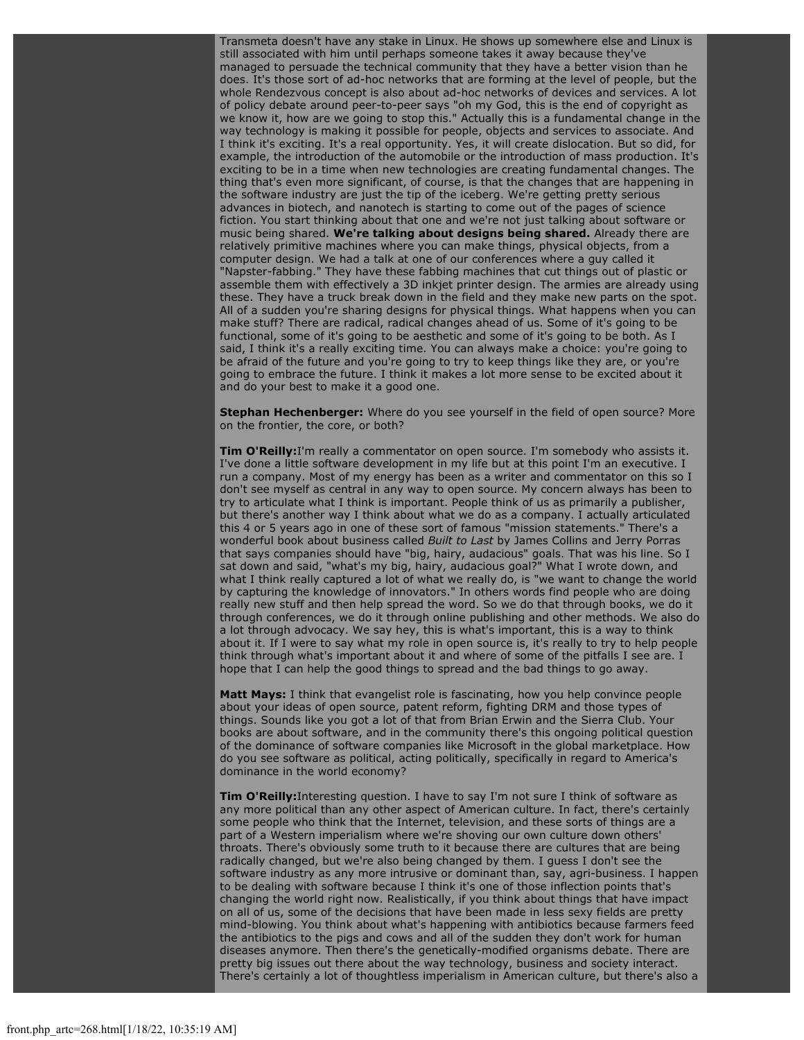Transmeta doesn't have any stake in Linux. He shows up somewhere else and Linux is still associated with him until perhaps someone takes it away because they've managed to persuade the technical community that they have a better vision than he does. It's those sort of ad-hoc networks that are forming at the level of people, but the whole Rendezvous concept is also about ad-hoc networks of devices and services. A lot of policy debate around peer-to-peer says "oh my God, this is the end of copyright as we know it, how are we going to stop this." Actually this is a fundamental change in the way technology is making it possible for people, objects and services to associate. And I think it's exciting. It's a real opportunity. Yes, it will create dislocation. But so did, for example, the introduction of the automobile or the introduction of mass production. It's exciting to be in a time when new technologies are creating fundamental changes. The thing that's even more significant, of course, is that the changes that are happening in the software industry are just the tip of the iceberg. We're getting pretty serious advances in biotech, and nanotech is starting to come out of the pages of science fiction. You start thinking about that one and we're not just talking about software or music being shared. **We're talking about designs being shared.** Already there are relatively primitive machines where you can make things, physical objects, from a computer design. We had a talk at one of our conferences where a guy called it "Napster-fabbing." They have these fabbing machines that cut things out of plastic or assemble them with effectively a 3D inkjet printer design. The armies are already using these. They have a truck break down in the field and they make new parts on the spot. All of a sudden you're sharing designs for physical things. What happens when you can make stuff? There are radical, radical changes ahead of us. Some of it's going to be functional, some of it's going to be aesthetic and some of it's going to be both. As I said, I think it's a really exciting time. You can always make a choice: you're going to be afraid of the future and you're going to try to keep things like they are, or you're going to embrace the future. I think it makes a lot more sense to be excited about it and do your best to make it a good one.

**Stephan Hechenberger:** Where do you see yourself in the field of open source? More on the frontier, the core, or both?

**Tim O'Reilly:**I'm really a commentator on open source. I'm somebody who assists it. I've done a little software development in my life but at this point I'm an executive. I run a company. Most of my energy has been as a writer and commentator on this so I don't see myself as central in any way to open source. My concern always has been to try to articulate what I think is important. People think of us as primarily a publisher, but there's another way I think about what we do as a company. I actually articulated this 4 or 5 years ago in one of these sort of famous "mission statements." There's a wonderful book about business called *Built to Last* by James Collins and Jerry Porras that says companies should have "big, hairy, audacious" goals. That was his line. So I sat down and said, "what's my big, hairy, audacious goal?" What I wrote down, and what I think really captured a lot of what we really do, is "we want to change the world by capturing the knowledge of innovators." In others words find people who are doing really new stuff and then help spread the word. So we do that through books, we do it through conferences, we do it through online publishing and other methods. We also do a lot through advocacy. We say hey, this is what's important, this is a way to think about it. If I were to say what my role in open source is, it's really to try to help people think through what's important about it and where of some of the pitfalls I see are. I hope that I can help the good things to spread and the bad things to go away.

**Matt Mays:** I think that evangelist role is fascinating, how you help convince people about your ideas of open source, patent reform, fighting DRM and those types of things. Sounds like you got a lot of that from Brian Erwin and the Sierra Club. Your books are about software, and in the community there's this ongoing political question of the dominance of software companies like Microsoft in the global marketplace. How do you see software as political, acting politically, specifically in regard to America's dominance in the world economy?

**Tim O'Reilly:**Interesting question. I have to say I'm not sure I think of software as any more political than any other aspect of American culture. In fact, there's certainly some people who think that the Internet, television, and these sorts of things are a part of a Western imperialism where we're shoving our own culture down others' throats. There's obviously some truth to it because there are cultures that are being radically changed, but we're also being changed by them. I guess I don't see the software industry as any more intrusive or dominant than, say, agri-business. I happen to be dealing with software because I think it's one of those inflection points that's changing the world right now. Realistically, if you think about things that have impact on all of us, some of the decisions that have been made in less sexy fields are pretty mind-blowing. You think about what's happening with antibiotics because farmers feed the antibiotics to the pigs and cows and all of the sudden they don't work for human diseases anymore. Then there's the genetically-modified organisms debate. There are pretty big issues out there about the way technology, business and society interact. There's certainly a lot of thoughtless imperialism in American culture, but there's also a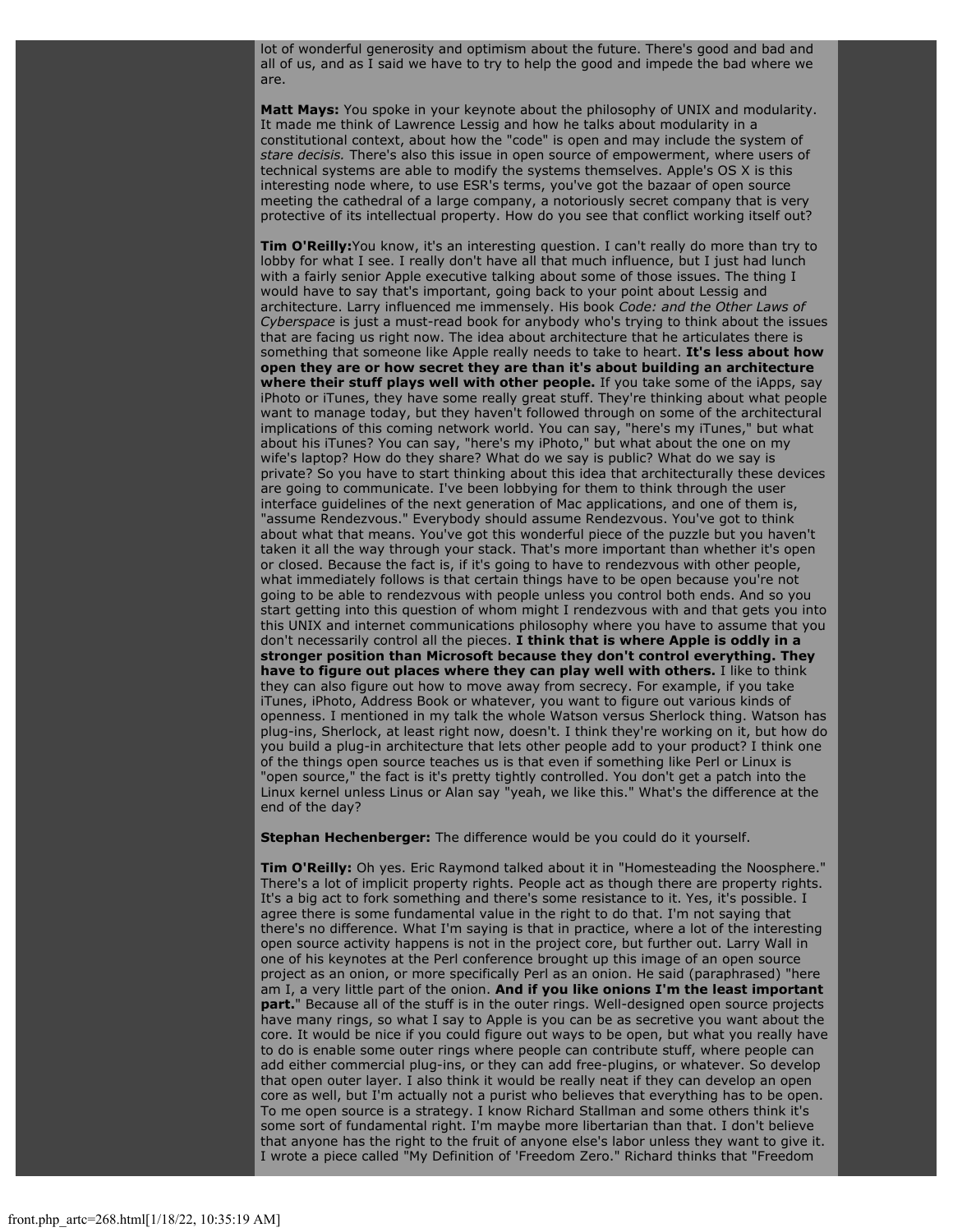lot of wonderful generosity and optimism about the future. There's good and bad and all of us, and as I said we have to try to help the good and impede the bad where we are.

**Matt Mays:** You spoke in your keynote about the philosophy of UNIX and modularity. It made me think of Lawrence Lessig and how he talks about modularity in a constitutional context, about how the "code" is open and may include the system of *stare decisis.* There's also this issue in open source of empowerment, where users of technical systems are able to modify the systems themselves. Apple's OS X is this interesting node where, to use ESR's terms, you've got the bazaar of open source meeting the cathedral of a large company, a notoriously secret company that is very protective of its intellectual property. How do you see that conflict working itself out?

**Tim O'Reilly:**You know, it's an interesting question. I can't really do more than try to lobby for what I see. I really don't have all that much influence, but I just had lunch with a fairly senior Apple executive talking about some of those issues. The thing I would have to say that's important, going back to your point about Lessig and architecture. Larry influenced me immensely. His book *Code: and the Other Laws of Cyberspace* is just a must-read book for anybody who's trying to think about the issues that are facing us right now. The idea about architecture that he articulates there is something that someone like Apple really needs to take to heart. **It's less about how open they are or how secret they are than it's about building an architecture where their stuff plays well with other people.** If you take some of the iApps, say iPhoto or iTunes, they have some really great stuff. They're thinking about what people want to manage today, but they haven't followed through on some of the architectural implications of this coming network world. You can say, "here's my iTunes," but what about his iTunes? You can say, "here's my iPhoto," but what about the one on my wife's laptop? How do they share? What do we say is public? What do we say is private? So you have to start thinking about this idea that architecturally these devices are going to communicate. I've been lobbying for them to think through the user interface guidelines of the next generation of Mac applications, and one of them is, "assume Rendezvous." Everybody should assume Rendezvous. You've got to think about what that means. You've got this wonderful piece of the puzzle but you haven't taken it all the way through your stack. That's more important than whether it's open or closed. Because the fact is, if it's going to have to rendezvous with other people, what immediately follows is that certain things have to be open because you're not going to be able to rendezvous with people unless you control both ends. And so you start getting into this question of whom might I rendezvous with and that gets you into this UNIX and internet communications philosophy where you have to assume that you don't necessarily control all the pieces. **I think that is where Apple is oddly in a stronger position than Microsoft because they don't control everything. They have to figure out places where they can play well with others.** I like to think they can also figure out how to move away from secrecy. For example, if you take iTunes, iPhoto, Address Book or whatever, you want to figure out various kinds of openness. I mentioned in my talk the whole Watson versus Sherlock thing. Watson has plug-ins, Sherlock, at least right now, doesn't. I think they're working on it, but how do you build a plug-in architecture that lets other people add to your product? I think one of the things open source teaches us is that even if something like Perl or Linux is "open source," the fact is it's pretty tightly controlled. You don't get a patch into the Linux kernel unless Linus or Alan say "yeah, we like this." What's the difference at the end of the day?

**Stephan Hechenberger:** The difference would be you could do it yourself.

**Tim O'Reilly:** Oh yes. Eric Raymond talked about it in "Homesteading the Noosphere." There's a lot of implicit property rights. People act as though there are property rights. It's a big act to fork something and there's some resistance to it. Yes, it's possible. I agree there is some fundamental value in the right to do that. I'm not saying that there's no difference. What I'm saying is that in practice, where a lot of the interesting open source activity happens is not in the project core, but further out. Larry Wall in one of his keynotes at the Perl conference brought up this image of an open source project as an onion, or more specifically Perl as an onion. He said (paraphrased) "here am I, a very little part of the onion. **And if you like onions I'm the least important part.**" Because all of the stuff is in the outer rings. Well-designed open source projects have many rings, so what I say to Apple is you can be as secretive you want about the core. It would be nice if you could figure out ways to be open, but what you really have to do is enable some outer rings where people can contribute stuff, where people can add either commercial plug-ins, or they can add free-plugins, or whatever. So develop that open outer layer. I also think it would be really neat if they can develop an open core as well, but I'm actually not a purist who believes that everything has to be open. To me open source is a strategy. I know Richard Stallman and some others think it's some sort of fundamental right. I'm maybe more libertarian than that. I don't believe that anyone has the right to the fruit of anyone else's labor unless they want to give it. I wrote a piece called "My Definition of 'Freedom Zero." Richard thinks that "Freedom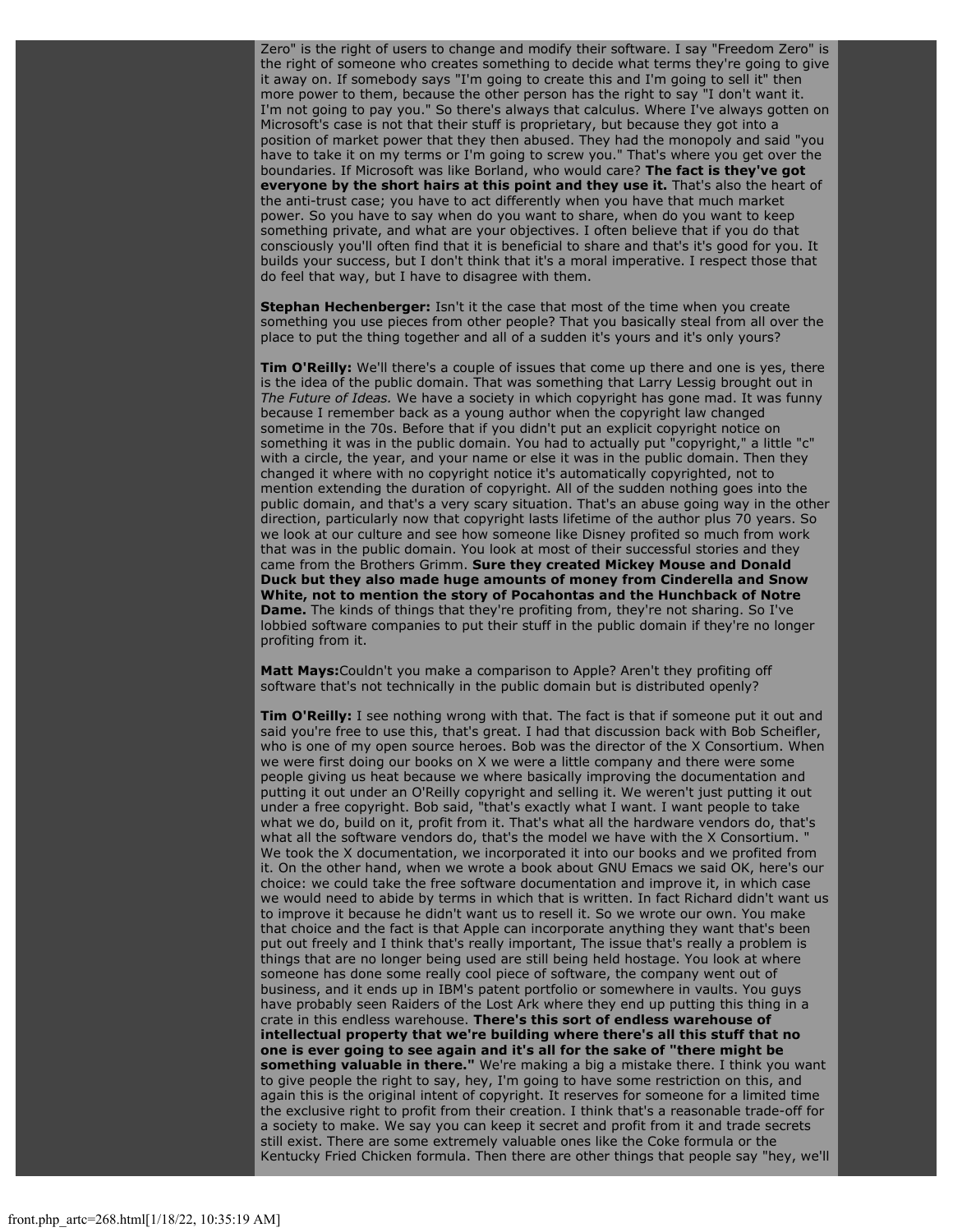Zero" is the right of users to change and modify their software. I say "Freedom Zero" is the right of someone who creates something to decide what terms they're going to give it away on. If somebody says "I'm going to create this and I'm going to sell it" then more power to them, because the other person has the right to say "I don't want it. I'm not going to pay you." So there's always that calculus. Where I've always gotten on Microsoft's case is not that their stuff is proprietary, but because they got into a position of market power that they then abused. They had the monopoly and said "you have to take it on my terms or I'm going to screw you." That's where you get over the boundaries. If Microsoft was like Borland, who would care? **The fact is they've got everyone by the short hairs at this point and they use it.** That's also the heart of the anti-trust case; you have to act differently when you have that much market power. So you have to say when do you want to share, when do you want to keep something private, and what are your objectives. I often believe that if you do that consciously you'll often find that it is beneficial to share and that's it's good for you. It builds your success, but I don't think that it's a moral imperative. I respect those that do feel that way, but I have to disagree with them.

**Stephan Hechenberger:** Isn't it the case that most of the time when you create something you use pieces from other people? That you basically steal from all over the place to put the thing together and all of a sudden it's yours and it's only yours?

**Tim O'Reilly:** We'll there's a couple of issues that come up there and one is yes, there is the idea of the public domain. That was something that Larry Lessig brought out in *The Future of Ideas.* We have a society in which copyright has gone mad. It was funny because I remember back as a young author when the copyright law changed sometime in the 70s. Before that if you didn't put an explicit copyright notice on something it was in the public domain. You had to actually put "copyright," a little "c" with a circle, the year, and your name or else it was in the public domain. Then they changed it where with no copyright notice it's automatically copyrighted, not to mention extending the duration of copyright. All of the sudden nothing goes into the public domain, and that's a very scary situation. That's an abuse going way in the other direction, particularly now that copyright lasts lifetime of the author plus 70 years. So we look at our culture and see how someone like Disney profited so much from work that was in the public domain. You look at most of their successful stories and they came from the Brothers Grimm. **Sure they created Mickey Mouse and Donald Duck but they also made huge amounts of money from Cinderella and Snow White, not to mention the story of Pocahontas and the Hunchback of Notre Dame.** The kinds of things that they're profiting from, they're not sharing. So I've lobbied software companies to put their stuff in the public domain if they're no longer profiting from it.

**Matt Mays:**Couldn't you make a comparison to Apple? Aren't they profiting off software that's not technically in the public domain but is distributed openly?

**Tim O'Reilly:** I see nothing wrong with that. The fact is that if someone put it out and said you're free to use this, that's great. I had that discussion back with Bob Scheifler, who is one of my open source heroes. Bob was the director of the X Consortium. When we were first doing our books on X we were a little company and there were some people giving us heat because we where basically improving the documentation and putting it out under an O'Reilly copyright and selling it. We weren't just putting it out under a free copyright. Bob said, "that's exactly what I want. I want people to take what we do, build on it, profit from it. That's what all the hardware vendors do, that's what all the software vendors do, that's the model we have with the X Consortium. " We took the X documentation, we incorporated it into our books and we profited from it. On the other hand, when we wrote a book about GNU Emacs we said OK, here's our choice: we could take the free software documentation and improve it, in which case we would need to abide by terms in which that is written. In fact Richard didn't want us to improve it because he didn't want us to resell it. So we wrote our own. You make that choice and the fact is that Apple can incorporate anything they want that's been put out freely and I think that's really important, The issue that's really a problem is things that are no longer being used are still being held hostage. You look at where someone has done some really cool piece of software, the company went out of business, and it ends up in IBM's patent portfolio or somewhere in vaults. You guys have probably seen Raiders of the Lost Ark where they end up putting this thing in a crate in this endless warehouse. **There's this sort of endless warehouse of intellectual property that we're building where there's all this stuff that no one is ever going to see again and it's all for the sake of "there might be something valuable in there."** We're making a big a mistake there. I think you want to give people the right to say, hey, I'm going to have some restriction on this, and again this is the original intent of copyright. It reserves for someone for a limited time the exclusive right to profit from their creation. I think that's a reasonable trade-off for a society to make. We say you can keep it secret and profit from it and trade secrets still exist. There are some extremely valuable ones like the Coke formula or the Kentucky Fried Chicken formula. Then there are other things that people say "hey, we'll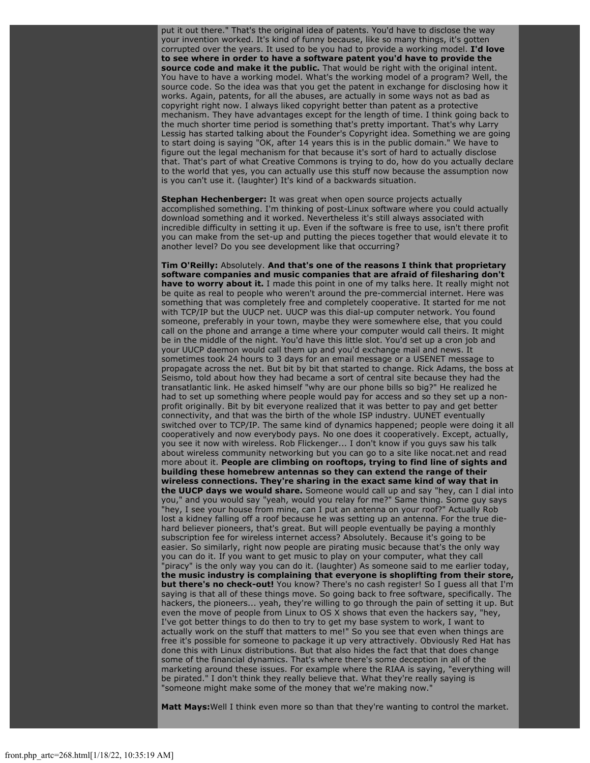put it out there." That's the original idea of patents. You'd have to disclose the way your invention worked. It's kind of funny because, like so many things, it's gotten corrupted over the years. It used to be you had to provide a working model. **I'd love to see where in order to have a software patent you'd have to provide the source code and make it the public.** That would be right with the original intent. You have to have a working model. What's the working model of a program? Well, the source code. So the idea was that you get the patent in exchange for disclosing how it works. Again, patents, for all the abuses, are actually in some ways not as bad as copyright right now. I always liked copyright better than patent as a protective mechanism. They have advantages except for the length of time. I think going back to the much shorter time period is something that's pretty important. That's why Larry Lessig has started talking about the Founder's Copyright idea. Something we are going to start doing is saying "OK, after 14 years this is in the public domain." We have to figure out the legal mechanism for that because it's sort of hard to actually disclose that. That's part of what Creative Commons is trying to do, how do you actually declare to the world that yes, you can actually use this stuff now because the assumption now is you can't use it. (laughter) It's kind of a backwards situation.

**Stephan Hechenberger:** It was great when open source projects actually accomplished something. I'm thinking of post-Linux software where you could actually download something and it worked. Nevertheless it's still always associated with incredible difficulty in setting it up. Even if the software is free to use, isn't there profit you can make from the set-up and putting the pieces together that would elevate it to another level? Do you see development like that occurring?

**Tim O'Reilly:** Absolutely. **And that's one of the reasons I think that proprietary software companies and music companies that are afraid of filesharing don't have to worry about it.** I made this point in one of my talks here. It really might not be quite as real to people who weren't around the pre-commercial internet. Here was something that was completely free and completely cooperative. It started for me not with TCP/IP but the UUCP net. UUCP was this dial-up computer network. You found someone, preferably in your town, maybe they were somewhere else, that you could call on the phone and arrange a time where your computer would call theirs. It might be in the middle of the night. You'd have this little slot. You'd set up a cron job and your UUCP daemon would call them up and you'd exchange mail and news. It sometimes took 24 hours to 3 days for an email message or a USENET message to propagate across the net. But bit by bit that started to change. Rick Adams, the boss at Seismo, told about how they had became a sort of central site because they had the transatlantic link. He asked himself "why are our phone bills so big?" He realized he had to set up something where people would pay for access and so they set up a non-profit originally. Bit by bit everyone realized that it was better to pay and get better connectivity, and that was the birth of the whole ISP industry. UUNET eventually switched over to TCP/IP. The same kind of dynamics happened; people were doing it all cooperatively and now everybody pays. No one does it cooperatively. Except, actually, you see it now with wireless. Rob Flickenger... I don't know if you guys saw his talk about wireless community networking but you can go to a site like nocat.net and read more about it. **People are climbing on rooftops, trying to find line of sights and building these homebrew antennas so they can extend the range of their wireless connections. They're sharing in the exact same kind of way that in the UUCP days we would share.** Someone would call up and say "hey, can I dial into you," and you would say "yeah, would you relay for me?" Same thing. Some guy says "hey, I see your house from mine, can I put an antenna on your roof?" Actually Rob lost a kidney falling off a roof because he was setting up an antenna. For the true die-hard believer pioneers, that's great. But will people eventually be paying a monthly subscription fee for wireless internet access? Absolutely. Because it's going to be easier. So similarly, right now people are pirating music because that's the only way you can do it. If you want to get music to play on your computer, what they call "piracy" is the only way you can do it. (laughter) As someone said to me earlier today, **the music industry is complaining that everyone is shoplifting from their store, but there's no check-out!** You know? There's no cash register! So I guess all that I'm saying is that all of these things move. So going back to free software, specifically. The hackers, the pioneers... yeah, they're willing to go through the pain of setting it up. But even the move of people from Linux to OS X shows that even the hackers say, "hey, I've got better things to do then to try to get my base system to work, I want to actually work on the stuff that matters to me!" So you see that even when things are free it's possible for someone to package it up very attractively. Obviously Red Hat has done this with Linux distributions. But that also hides the fact that that does change some of the financial dynamics. That's where there's some deception in all of the marketing around these issues. For example where the RIAA is saying, "everything will be pirated." I don't think they really believe that. What they're really saying is "someone might make some of the money that we're making now."

**Matt Mays:**Well I think even more so than that they're wanting to control the market.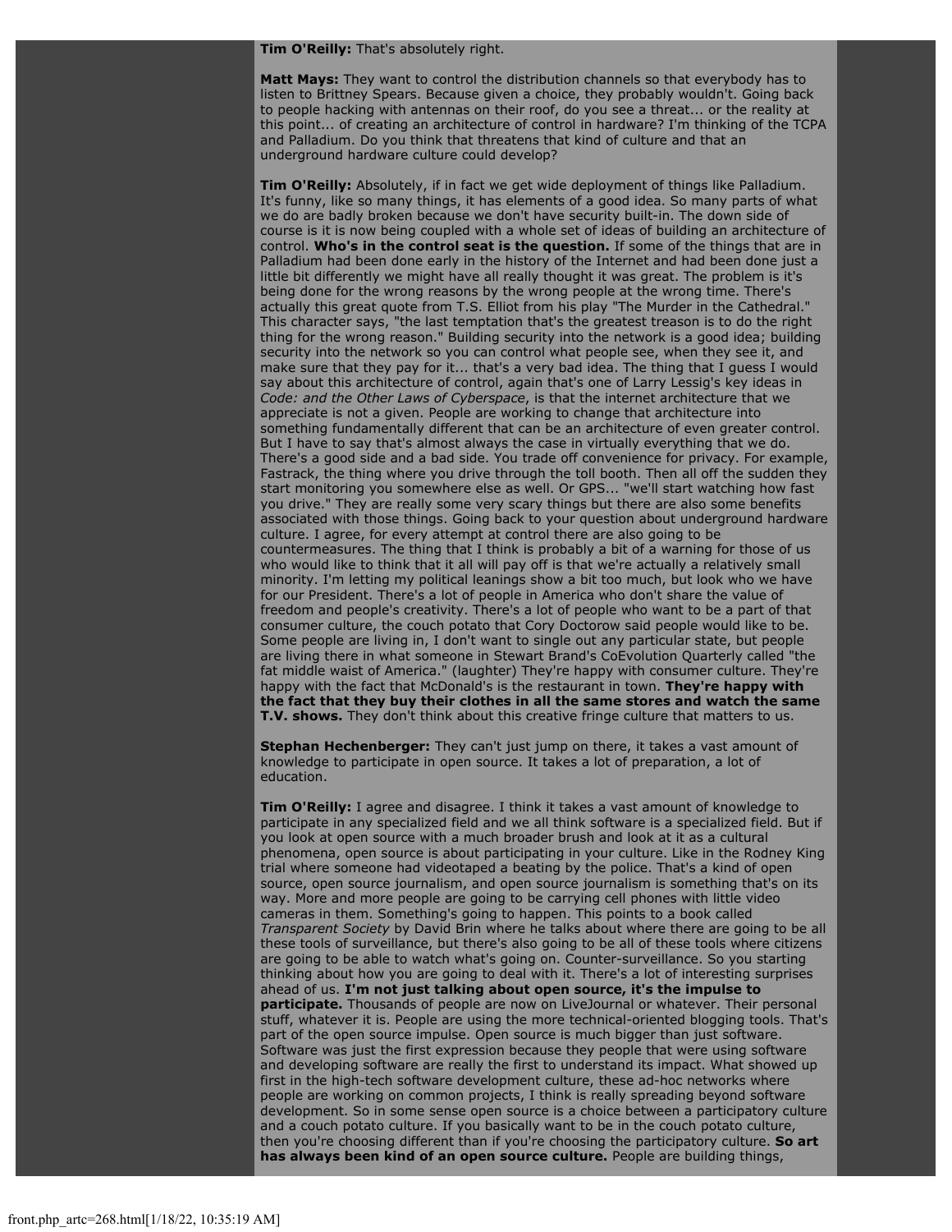**Tim O'Reilly:** That's absolutely right.

**Matt Mays:** They want to control the distribution channels so that everybody has to listen to Brittney Spears. Because given a choice, they probably wouldn't. Going back to people hacking with antennas on their roof, do you see a threat... or the reality at this point... of creating an architecture of control in hardware? I'm thinking of the TCPA and Palladium. Do you think that threatens that kind of culture and that an underground hardware culture could develop?

**Tim O'Reilly:** Absolutely, if in fact we get wide deployment of things like Palladium. It's funny, like so many things, it has elements of a good idea. So many parts of what we do are badly broken because we don't have security built-in. The down side of course is it is now being coupled with a whole set of ideas of building an architecture of control. **Who's in the control seat is the question.** If some of the things that are in Palladium had been done early in the history of the Internet and had been done just a little bit differently we might have all really thought it was great. The problem is it's being done for the wrong reasons by the wrong people at the wrong time. There's actually this great quote from T.S. Elliot from his play "The Murder in the Cathedral." This character says, "the last temptation that's the greatest treason is to do the right thing for the wrong reason." Building security into the network is a good idea; building security into the network so you can control what people see, when they see it, and make sure that they pay for it... that's a very bad idea. The thing that I guess I would say about this architecture of control, again that's one of Larry Lessig's key ideas in *Code: and the Other Laws of Cyberspace*, is that the internet architecture that we appreciate is not a given. People are working to change that architecture into something fundamentally different that can be an architecture of even greater control. But I have to say that's almost always the case in virtually everything that we do. There's a good side and a bad side. You trade off convenience for privacy. For example, Fastrack, the thing where you drive through the toll booth. Then all off the sudden they start monitoring you somewhere else as well. Or GPS... "we'll start watching how fast you drive." They are really some very scary things but there are also some benefits associated with those things. Going back to your question about underground hardware culture. I agree, for every attempt at control there are also going to be countermeasures. The thing that I think is probably a bit of a warning for those of us who would like to think that it all will pay off is that we're actually a relatively small minority. I'm letting my political leanings show a bit too much, but look who we have for our President. There's a lot of people in America who don't share the value of freedom and people's creativity. There's a lot of people who want to be a part of that consumer culture, the couch potato that Cory Doctorow said people would like to be. Some people are living in, I don't want to single out any particular state, but people are living there in what someone in Stewart Brand's CoEvolution Quarterly called "the fat middle waist of America." (laughter) They're happy with consumer culture. They're happy with the fact that McDonald's is the restaurant in town. **They're happy with the fact that they buy their clothes in all the same stores and watch the same T.V. shows.** They don't think about this creative fringe culture that matters to us.

**Stephan Hechenberger:** They can't just jump on there, it takes a vast amount of knowledge to participate in open source. It takes a lot of preparation, a lot of education.

**Tim O'Reilly:** I agree and disagree. I think it takes a vast amount of knowledge to participate in any specialized field and we all think software is a specialized field. But if you look at open source with a much broader brush and look at it as a cultural phenomena, open source is about participating in your culture. Like in the Rodney King trial where someone had videotaped a beating by the police. That's a kind of open source, open source journalism, and open source journalism is something that's on its way. More and more people are going to be carrying cell phones with little video cameras in them. Something's going to happen. This points to a book called *Transparent Society* by David Brin where he talks about where there are going to be all these tools of surveillance, but there's also going to be all of these tools where citizens are going to be able to watch what's going on. Counter-surveillance. So you starting thinking about how you are going to deal with it. There's a lot of interesting surprises ahead of us. **I'm not just talking about open source, it's the impulse to participate.** Thousands of people are now on LiveJournal or whatever. Their personal stuff, whatever it is. People are using the more technical-oriented blogging tools. That's part of the open source impulse. Open source is much bigger than just software. Software was just the first expression because they people that were using software and developing software are really the first to understand its impact. What showed up first in the high-tech software development culture, these ad-hoc networks where people are working on common projects, I think is really spreading beyond software development. So in some sense open source is a choice between a participatory culture and a couch potato culture. If you basically want to be in the couch potato culture, then you're choosing different than if you're choosing the participatory culture. **So art has always been kind of an open source culture.** People are building things,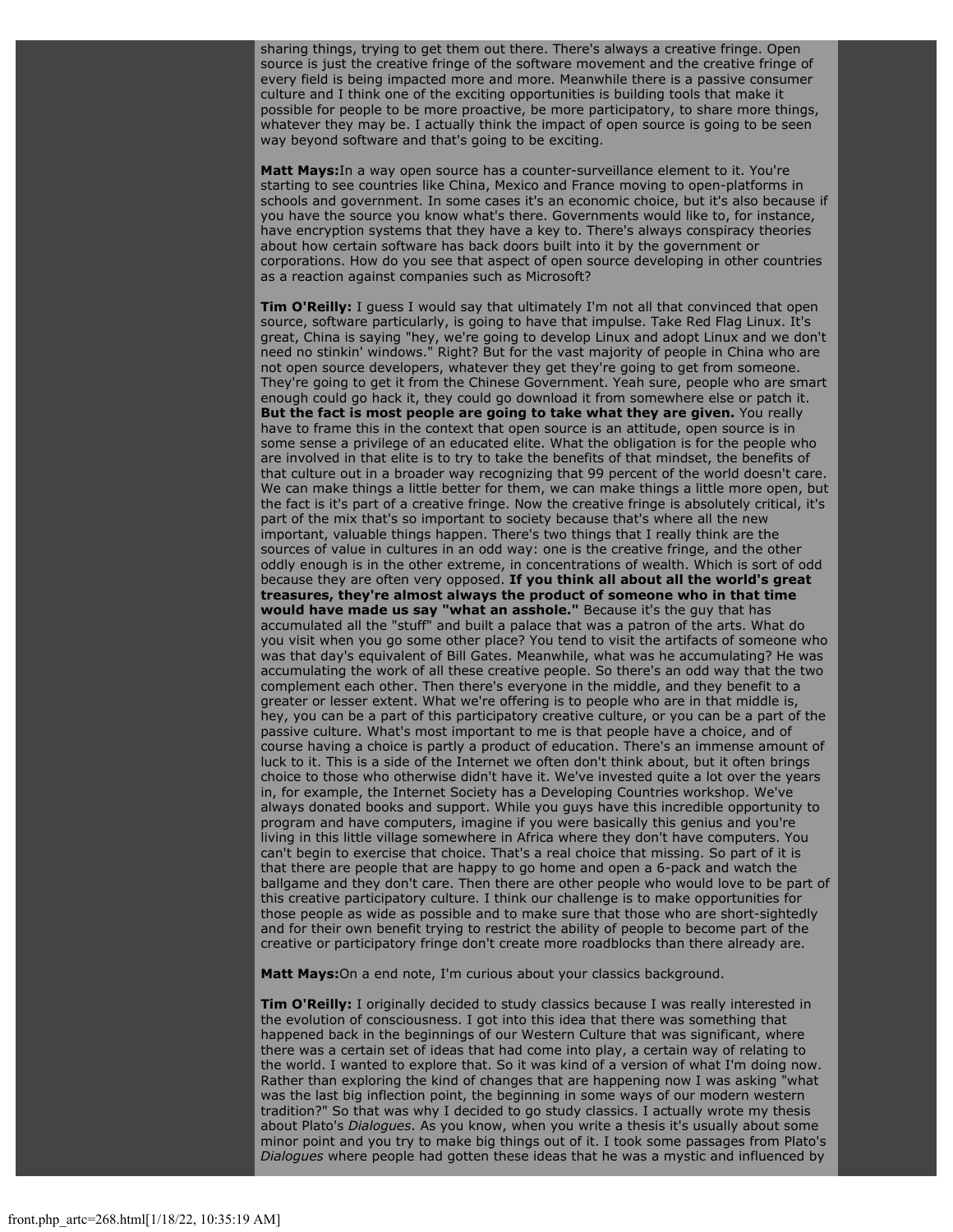sharing things, trying to get them out there. There's always a creative fringe. Open source is just the creative fringe of the software movement and the creative fringe of every field is being impacted more and more. Meanwhile there is a passive consumer culture and I think one of the exciting opportunities is building tools that make it possible for people to be more proactive, be more participatory, to share more things, whatever they may be. I actually think the impact of open source is going to be seen way beyond software and that's going to be exciting.

**Matt Mays:**In a way open source has a counter-surveillance element to it. You're starting to see countries like China, Mexico and France moving to open-platforms in schools and government. In some cases it's an economic choice, but it's also because if you have the source you know what's there. Governments would like to, for instance, have encryption systems that they have a key to. There's always conspiracy theories about how certain software has back doors built into it by the government or corporations. How do you see that aspect of open source developing in other countries as a reaction against companies such as Microsoft?

**Tim O'Reilly:** I guess I would say that ultimately I'm not all that convinced that open source, software particularly, is going to have that impulse. Take Red Flag Linux. It's great, China is saying "hey, we're going to develop Linux and adopt Linux and we don't need no stinkin' windows." Right? But for the vast majority of people in China who are not open source developers, whatever they get they're going to get from someone. They're going to get it from the Chinese Government. Yeah sure, people who are smart enough could go hack it, they could go download it from somewhere else or patch it. **But the fact is most people are going to take what they are given.** You really have to frame this in the context that open source is an attitude, open source is in some sense a privilege of an educated elite. What the obligation is for the people who are involved in that elite is to try to take the benefits of that mindset, the benefits of that culture out in a broader way recognizing that 99 percent of the world doesn't care. We can make things a little better for them, we can make things a little more open, but the fact is it's part of a creative fringe. Now the creative fringe is absolutely critical, it's part of the mix that's so important to society because that's where all the new important, valuable things happen. There's two things that I really think are the sources of value in cultures in an odd way: one is the creative fringe, and the other oddly enough is in the other extreme, in concentrations of wealth. Which is sort of odd because they are often very opposed. **If you think all about all the world's great treasures, they're almost always the product of someone who in that time would have made us say "what an asshole."** Because it's the guy that has accumulated all the "stuff" and built a palace that was a patron of the arts. What do you visit when you go some other place? You tend to visit the artifacts of someone who was that day's equivalent of Bill Gates. Meanwhile, what was he accumulating? He was accumulating the work of all these creative people. So there's an odd way that the two complement each other. Then there's everyone in the middle, and they benefit to a greater or lesser extent. What we're offering is to people who are in that middle is, hey, you can be a part of this participatory creative culture, or you can be a part of the passive culture. What's most important to me is that people have a choice, and of course having a choice is partly a product of education. There's an immense amount of luck to it. This is a side of the Internet we often don't think about, but it often brings choice to those who otherwise didn't have it. We've invested quite a lot over the years in, for example, the Internet Society has a Developing Countries workshop. We've always donated books and support. While you guys have this incredible opportunity to program and have computers, imagine if you were basically this genius and you're living in this little village somewhere in Africa where they don't have computers. You can't begin to exercise that choice. That's a real choice that missing. So part of it is that there are people that are happy to go home and open a 6-pack and watch the ballgame and they don't care. Then there are other people who would love to be part of this creative participatory culture. I think our challenge is to make opportunities for those people as wide as possible and to make sure that those who are short-sightedly and for their own benefit trying to restrict the ability of people to become part of the creative or participatory fringe don't create more roadblocks than there already are.

**Matt Mays:**On a end note, I'm curious about your classics background.

**Tim O'Reilly:** I originally decided to study classics because I was really interested in the evolution of consciousness. I got into this idea that there was something that happened back in the beginnings of our Western Culture that was significant, where there was a certain set of ideas that had come into play, a certain way of relating to the world. I wanted to explore that. So it was kind of a version of what I'm doing now. Rather than exploring the kind of changes that are happening now I was asking "what was the last big inflection point, the beginning in some ways of our modern western tradition?" So that was why I decided to go study classics. I actually wrote my thesis about Plato's *Dialogues*. As you know, when you write a thesis it's usually about some minor point and you try to make big things out of it. I took some passages from Plato's *Dialogues* where people had gotten these ideas that he was a mystic and influenced by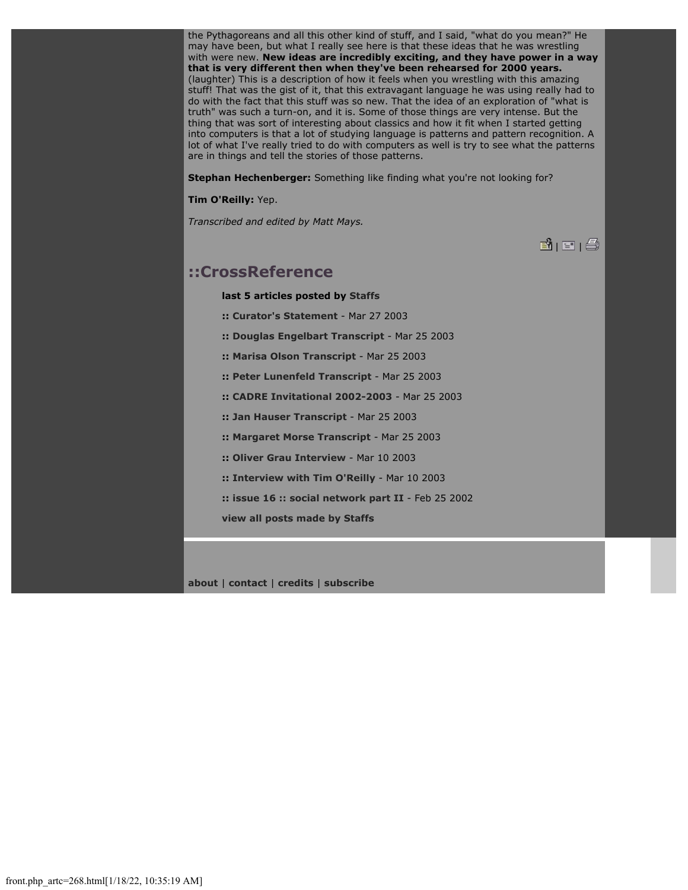the Pythagoreans and all this other kind of stuff, and I said, "what do you mean?" He may have been, but what I really see here is that these ideas that he was wrestling with were new. **New ideas are incredibly exciting, and they have power in a way that is very different then when they've been rehearsed for 2000 years.** (laughter) This is a description of how it feels when you wrestling with this amazing stuff! That was the gist of it, that this extravagant language he was using really had to do with the fact that this stuff was so new. That the idea of an exploration of "what is truth" was such a turn-on, and it is. Some of those things are very intense. But the thing that was sort of interesting about classics and how it fit when I started getting into computers is that a lot of studying language is patterns and pattern recognition. A lot of what I've really tried to do with computers as well is try to see what the patterns are in things and tell the stories of those patterns.

**Stephan Hechenberger:** Something like finding what you're not looking for?

**Tim O'Reilly:** Yep.

*Transcribed and edited by Matt Mays.*

## ::CrossReference

**last 5 articles posted by Staffs**

**:: Curator's Statement** - Mar 27 2003

**:: Douglas Engelbart Transcript** - Mar 25 2003

**:: Marisa Olson Transcript** - Mar 25 2003

**:: Peter Lunenfeld Transcript** - Mar 25 2003

**:: CADRE Invitational 2002-2003** - Mar 25 2003

**:: Jan Hauser Transcript** - Mar 25 2003

**:: Margaret Morse Transcript** - Mar 25 2003

**:: Oliver Grau Interview** - Mar 10 2003

**:: Interview with Tim O'Reilly** - Mar 10 2003

**:: issue 16 :: social network part II** - Feb 25 2002

**view all posts made by Staffs**

**about** | **contact** | **credits** | **subscribe**